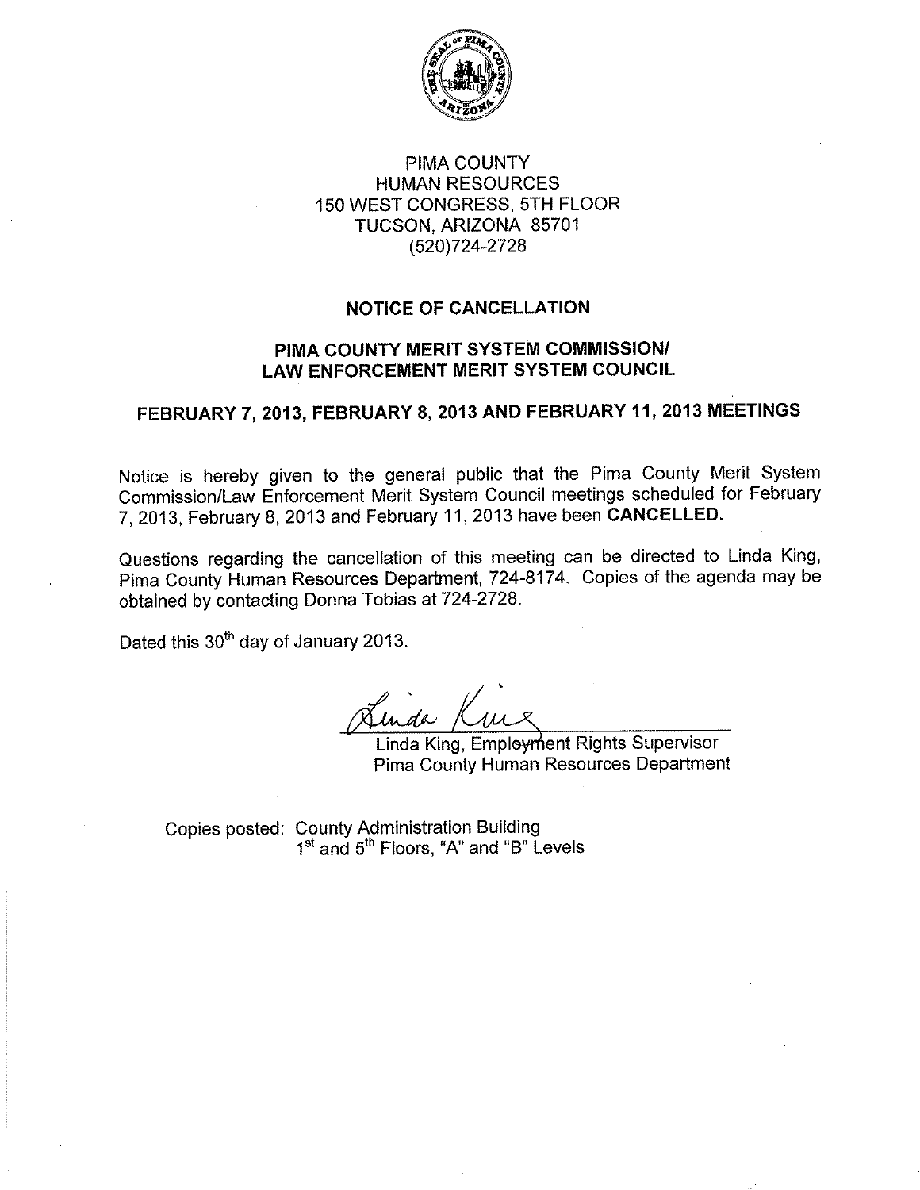PIMA COUNTY
HUMAN RESOURCES
150 WEST CONGRESS, 5TH FLOOR
TUCSON, ARIZONA 85701
(520)724-2728

## NOTICE OF CANCELLATION

## PIMA COUNTY MERIT SYSTEM COMMISSION/ LAW ENFORCEMENT MERIT SYSTEM COUNCIL

## FEBRUARY 7, 2013, FEBRUARY 8, 2013 AND FEBRUARY 11, 2013 MEETINGS

Notice is hereby given to the general public that the Pima County Merit System Commission/Law Enforcement Merit System Council meetings scheduled for February 7, 2013, February 8, 2013 and February 11, 2013 have been **CANCELLED.**

Questions regarding the cancellation of this meeting can be directed to Linda King, Pima County Human Resources Department, 724-8174. Copies of the agenda may be obtained by contacting Donna Tobias at 724-2728.

Dated this 30th day of January 2013.

Linda King, Employment Rights Supervisor
Pima County Human Resources Department

Copies posted: County Administration Building
1st and 5th Floors, "A" and "B" Levels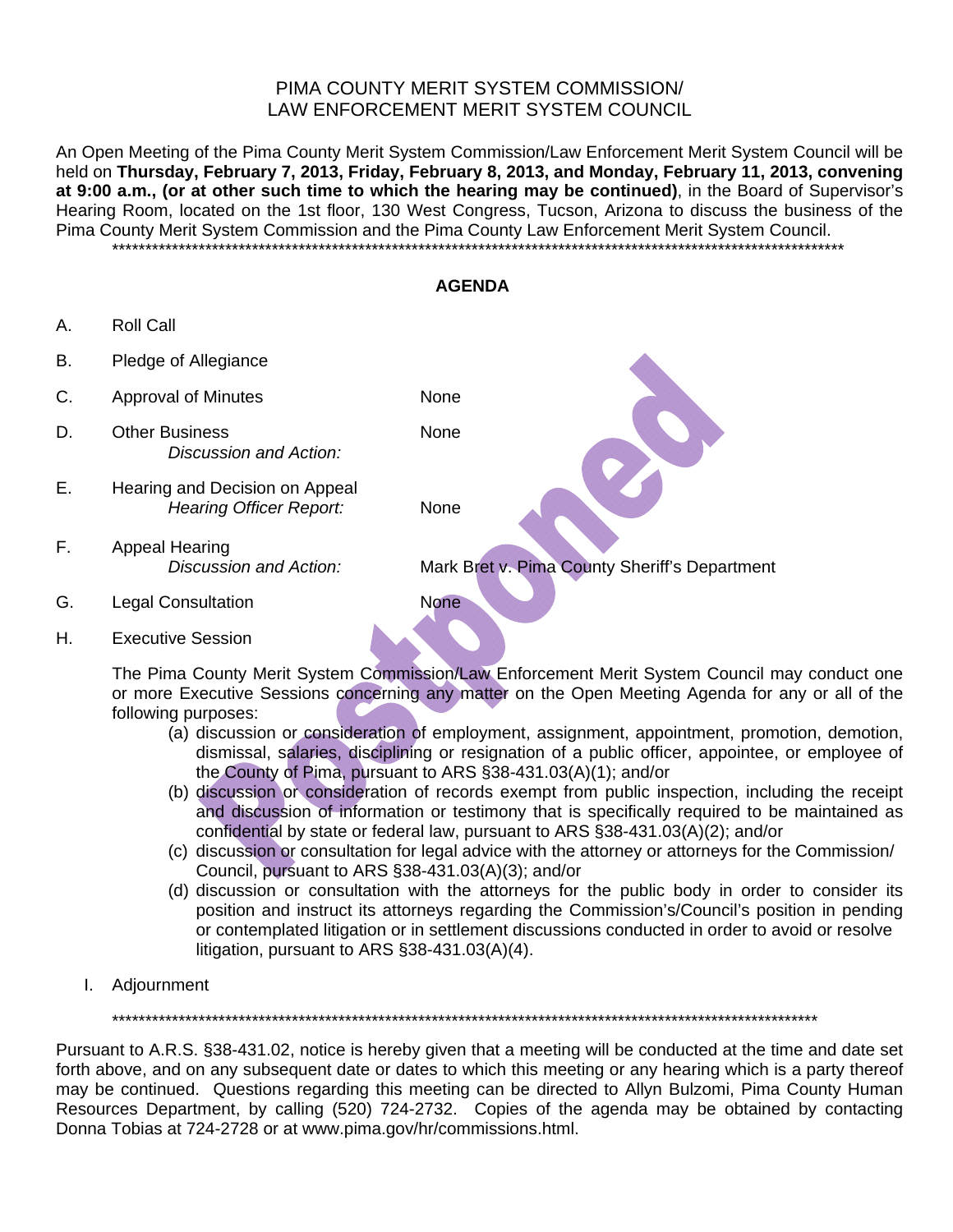# PIMA COUNTY MERIT SYSTEM COMMISSION/
# LAW ENFORCEMENT MERIT SYSTEM COUNCIL

An Open Meeting of the Pima County Merit System Commission/Law Enforcement Merit System Council will be held on **Thursday, February 7, 2013, Friday, February 8, 2013, and Monday, February 11, 2013, convening at 9:00 a.m., (or at other such time to which the hearing may be continued)**, in the Board of Supervisor's Hearing Room, located on the 1st floor, 130 West Congress, Tucson, Arizona to discuss the business of the Pima County Merit System Commission and the Pima County Law Enforcement Merit System Council.

****************************************************************************************************************

**Postponed**

## AGENDA

A. Roll Call

B. Pledge of Allegiance

C. Approval of Minutes — None

D. Other Business
*Discussion and Action:* — None

E. Hearing and Decision on Appeal
*Hearing Officer Report:* — None

F. Appeal Hearing
*Discussion and Action:* — Mark Bret v. Pima County Sheriff's Department

G. Legal Consultation — None

H. Executive Session

The Pima County Merit System Commission/Law Enforcement Merit System Council may conduct one or more Executive Sessions concerning any matter on the Open Meeting Agenda for any or all of the following purposes:

(a) discussion or consideration of employment, assignment, appointment, promotion, demotion, dismissal, salaries, disciplining or resignation of a public officer, appointee, or employee of the County of Pima, pursuant to ARS §38-431.03(A)(1); and/or

(b) discussion or consideration of records exempt from public inspection, including the receipt and discussion of information or testimony that is specifically required to be maintained as confidential by state or federal law, pursuant to ARS §38-431.03(A)(2); and/or

(c) discussion or consultation for legal advice with the attorney or attorneys for the Commission/ Council, pursuant to ARS §38-431.03(A)(3); and/or

(d) discussion or consultation with the attorneys for the public body in order to consider its position and instruct its attorneys regarding the Commission's/Council's position in pending or contemplated litigation or in settlement discussions conducted in order to avoid or resolve litigation, pursuant to ARS §38-431.03(A)(4).

I. Adjournment

****************************************************************************************************************

Pursuant to A.R.S. §38-431.02, notice is hereby given that a meeting will be conducted at the time and date set forth above, and on any subsequent date or dates to which this meeting or any hearing which is a party thereof may be continued. Questions regarding this meeting can be directed to Allyn Bulzomi, Pima County Human Resources Department, by calling (520) 724-2732. Copies of the agenda may be obtained by contacting Donna Tobias at 724-2728 or at www.pima.gov/hr/commissions.html.